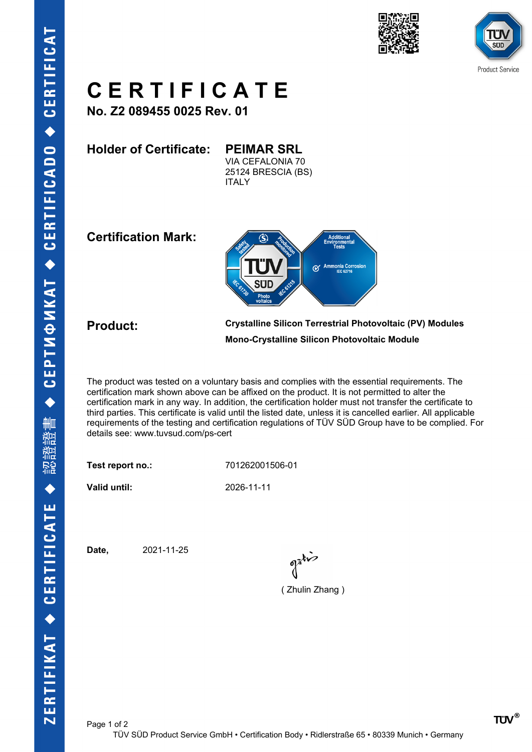# CERTIFICATE

**No. Z2 089455 0025 Rev. 01**

**Holder of Certificate:** **PEIMAR SRL**
VIA CEFALONIA 70
25124 BRESCIA (BS)
ITALY

**Certification Mark:**

**Product:** **Crystalline Silicon Terrestrial Photovoltaic (PV) Modules**

**Mono-Crystalline Silicon Photovoltaic Module**

The product was tested on a voluntary basis and complies with the essential requirements. The certification mark shown above can be affixed on the product. It is not permitted to alter the certification mark in any way. In addition, the certification holder must not transfer the certificate to third parties. This certificate is valid until the listed date, unless it is cancelled earlier. All applicable requirements of the testing and certification regulations of TÜV SÜD Group have to be complied. For details see: www.tuvsud.com/ps-cert

**Test report no.:** 701262001506-01

**Valid until:** 2026-11-11

**Date,** 2021-11-25

( Zhulin Zhang )

TÜV SÜD Product Service GmbH • Certification Body • Ridlerstraße 65 • 80339 Munich • Germany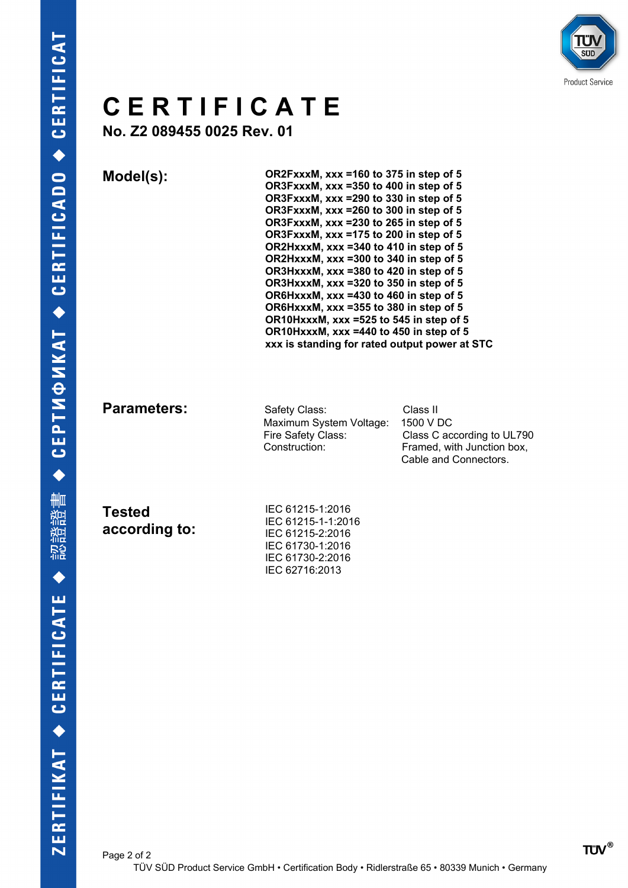# CERTIFICATE

**No. Z2 089455 0025 Rev. 01**

**Model(s):**

**OR2FxxxM, xxx =160 to 375 in step of 5**
**OR3FxxxM, xxx =350 to 400 in step of 5**
**OR3FxxxM, xxx =290 to 330 in step of 5**
**OR3FxxxM, xxx =260 to 300 in step of 5**
**OR3FxxxM, xxx =230 to 265 in step of 5**
**OR3FxxxM, xxx =175 to 200 in step of 5**
**OR2HxxxM, xxx =340 to 410 in step of 5**
**OR2HxxxM, xxx =300 to 340 in step of 5**
**OR3HxxxM, xxx =380 to 420 in step of 5**
**OR3HxxxM, xxx =320 to 350 in step of 5**
**OR6HxxxM, xxx =430 to 460 in step of 5**
**OR6HxxxM, xxx =355 to 380 in step of 5**
**OR10HxxxM, xxx =525 to 545 in step of 5**
**OR10HxxxM, xxx =440 to 450 in step of 5**
**xxx is standing for rated output power at STC**

**Parameters:**

| | |
|---|---|
| Safety Class: | Class II |
| Maximum System Voltage: | 1500 V DC |
| Fire Safety Class: | Class C according to UL790 |
| Construction: | Framed, with Junction box, Cable and Connectors. |

**Tested according to:**

IEC 61215-1:2016
IEC 61215-1-1:2016
IEC 61215-2:2016
IEC 61730-1:2016
IEC 61730-2:2016
IEC 62716:2013

TÜV SÜD Product Service GmbH • Certification Body • Ridlerstraße 65 • 80339 Munich • Germany